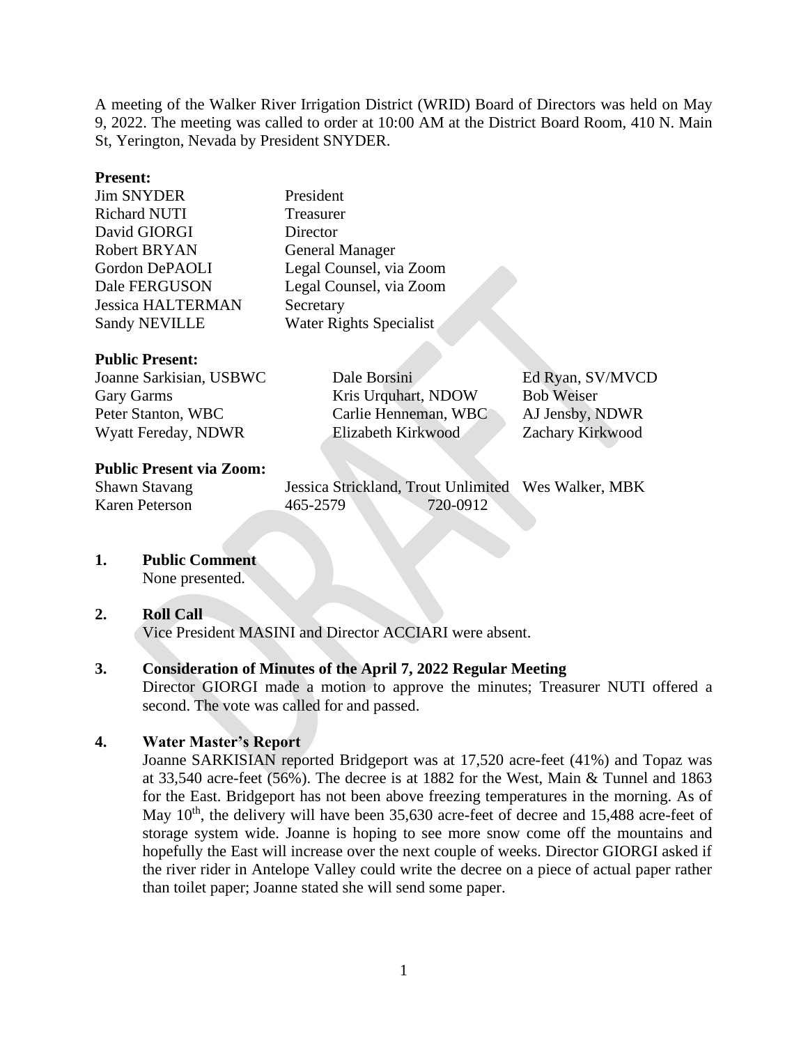A meeting of the Walker River Irrigation District (WRID) Board of Directors was held on May 9, 2022. The meeting was called to order at 10:00 AM at the District Board Room, 410 N. Main St, Yerington, Nevada by President SNYDER.

**Present:**

| | |
|---|---|
| Jim SNYDER | President |
| Richard NUTI | Treasurer |
| David GIORGI | Director |
| Robert BRYAN | General Manager |
| Gordon DePAOLI | Legal Counsel, via Zoom |
| Dale FERGUSON | Legal Counsel, via Zoom |
| Jessica HALTERMAN | Secretary |
| Sandy NEVILLE | Water Rights Specialist |

**Public Present:**

| | | |
|---|---|---|
| Joanne Sarkisian, USBWC | Dale Borsini | Ed Ryan, SV/MVCD |
| Gary Garms | Kris Urquhart, NDOW | Bob Weiser |
| Peter Stanton, WBC | Carlie Henneman, WBC | AJ Jensby, NDWR |
| Wyatt Fereday, NDWR | Elizabeth Kirkwood | Zachary Kirkwood |

**Public Present via Zoom:**

| | | |
|---|---|---|
| Shawn Stavang | Jessica Strickland, Trout Unlimited | Wes Walker, MBK |
| Karen Peterson | 465-2579 720-0912 | |

**1. Public Comment**

None presented.

**2. Roll Call**

Vice President MASINI and Director ACCIARI were absent.

**3. Consideration of Minutes of the April 7, 2022 Regular Meeting**

Director GIORGI made a motion to approve the minutes; Treasurer NUTI offered a second. The vote was called for and passed.

**4. Water Master's Report**

Joanne SARKISIAN reported Bridgeport was at 17,520 acre-feet (41%) and Topaz was at 33,540 acre-feet (56%). The decree is at 1882 for the West, Main & Tunnel and 1863 for the East. Bridgeport has not been above freezing temperatures in the morning. As of May 10th, the delivery will have been 35,630 acre-feet of decree and 15,488 acre-feet of storage system wide. Joanne is hoping to see more snow come off the mountains and hopefully the East will increase over the next couple of weeks. Director GIORGI asked if the river rider in Antelope Valley could write the decree on a piece of actual paper rather than toilet paper; Joanne stated she will send some paper.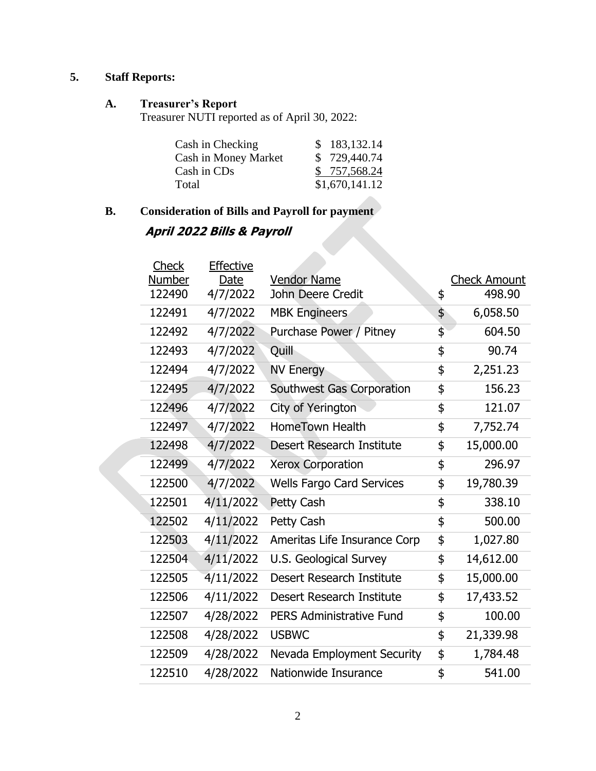## 5. Staff Reports:

### A. Treasurer's Report

Treasurer NUTI reported as of April 30, 2022:

| | |
|---|---|
| Cash in Checking | $ 183,132.14 |
| Cash in Money Market | $ 729,440.74 |
| Cash in CDs | $ 757,568.24 |
| Total | $1,670,141.12 |

### B. Consideration of Bills and Payroll for payment

***April 2022 Bills & Payroll***

| Check Number | Effective Date | Vendor Name | | Check Amount |
|---|---|---|---|---|
| 122490 | 4/7/2022 | John Deere Credit | $ | 498.90 |
| 122491 | 4/7/2022 | MBK Engineers | $ | 6,058.50 |
| 122492 | 4/7/2022 | Purchase Power / Pitney | $ | 604.50 |
| 122493 | 4/7/2022 | Quill | $ | 90.74 |
| 122494 | 4/7/2022 | NV Energy | $ | 2,251.23 |
| 122495 | 4/7/2022 | Southwest Gas Corporation | $ | 156.23 |
| 122496 | 4/7/2022 | City of Yerington | $ | 121.07 |
| 122497 | 4/7/2022 | HomeTown Health | $ | 7,752.74 |
| 122498 | 4/7/2022 | Desert Research Institute | $ | 15,000.00 |
| 122499 | 4/7/2022 | Xerox Corporation | $ | 296.97 |
| 122500 | 4/7/2022 | Wells Fargo Card Services | $ | 19,780.39 |
| 122501 | 4/11/2022 | Petty Cash | $ | 338.10 |
| 122502 | 4/11/2022 | Petty Cash | $ | 500.00 |
| 122503 | 4/11/2022 | Ameritas Life Insurance Corp | $ | 1,027.80 |
| 122504 | 4/11/2022 | U.S. Geological Survey | $ | 14,612.00 |
| 122505 | 4/11/2022 | Desert Research Institute | $ | 15,000.00 |
| 122506 | 4/11/2022 | Desert Research Institute | $ | 17,433.52 |
| 122507 | 4/28/2022 | PERS Administrative Fund | $ | 100.00 |
| 122508 | 4/28/2022 | USBWC | $ | 21,339.98 |
| 122509 | 4/28/2022 | Nevada Employment Security | $ | 1,784.48 |
| 122510 | 4/28/2022 | Nationwide Insurance | $ | 541.00 |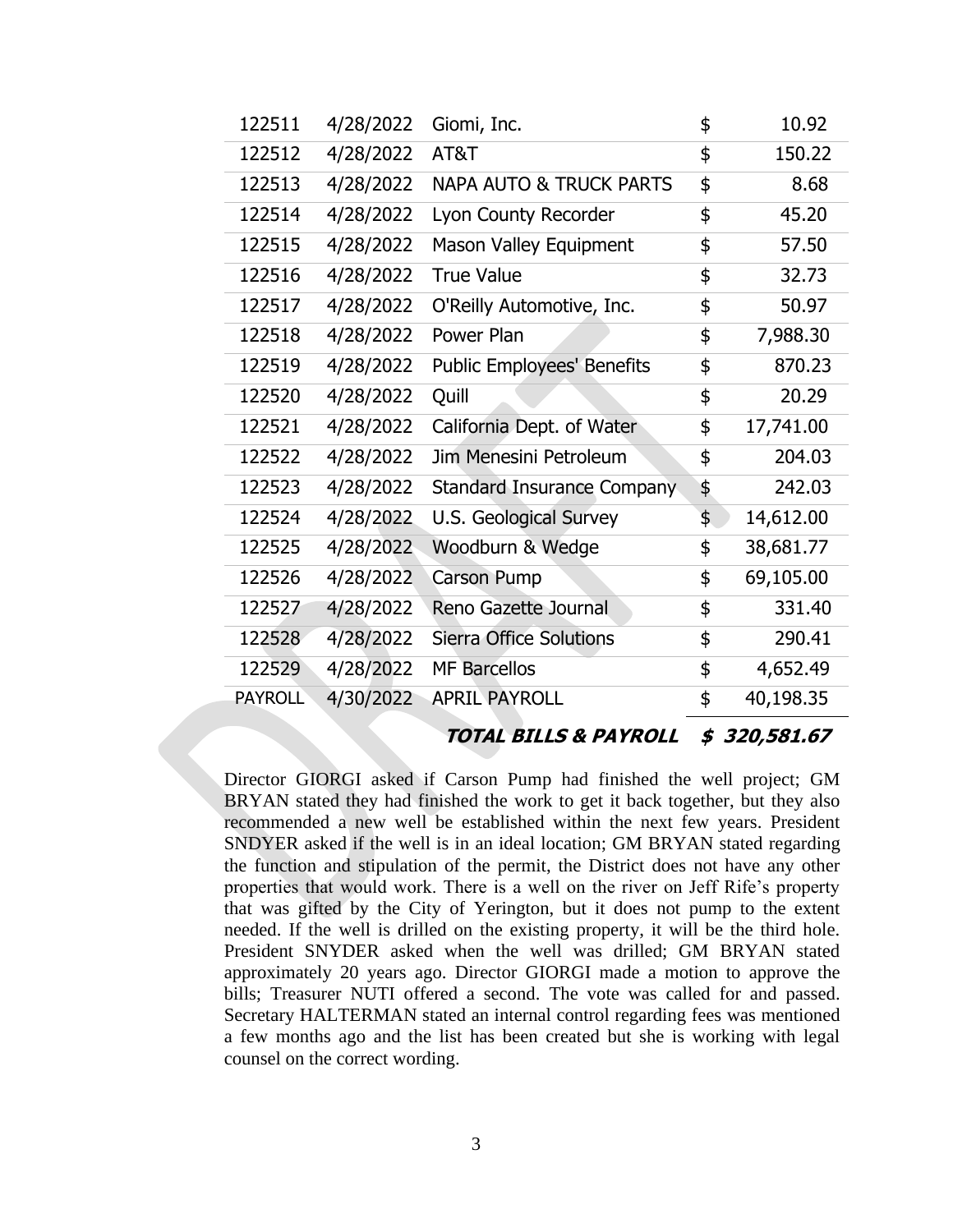| | | | |
|---|---|---|---|
| 122511 | 4/28/2022 | Giomi, Inc. | $ 10.92 |
| 122512 | 4/28/2022 | AT&T | $ 150.22 |
| 122513 | 4/28/2022 | NAPA AUTO & TRUCK PARTS | $ 8.68 |
| 122514 | 4/28/2022 | Lyon County Recorder | $ 45.20 |
| 122515 | 4/28/2022 | Mason Valley Equipment | $ 57.50 |
| 122516 | 4/28/2022 | True Value | $ 32.73 |
| 122517 | 4/28/2022 | O'Reilly Automotive, Inc. | $ 50.97 |
| 122518 | 4/28/2022 | Power Plan | $ 7,988.30 |
| 122519 | 4/28/2022 | Public Employees' Benefits | $ 870.23 |
| 122520 | 4/28/2022 | Quill | $ 20.29 |
| 122521 | 4/28/2022 | California Dept. of Water | $ 17,741.00 |
| 122522 | 4/28/2022 | Jim Menesini Petroleum | $ 204.03 |
| 122523 | 4/28/2022 | Standard Insurance Company | $ 242.03 |
| 122524 | 4/28/2022 | U.S. Geological Survey | $ 14,612.00 |
| 122525 | 4/28/2022 | Woodburn & Wedge | $ 38,681.77 |
| 122526 | 4/28/2022 | Carson Pump | $ 69,105.00 |
| 122527 | 4/28/2022 | Reno Gazette Journal | $ 331.40 |
| 122528 | 4/28/2022 | Sierra Office Solutions | $ 290.41 |
| 122529 | 4/28/2022 | MF Barcellos | $ 4,652.49 |
| PAYROLL | 4/30/2022 | APRIL PAYROLL | $ 40,198.35 |
| | | ***TOTAL BILLS & PAYROLL*** | ***$ 320,581.67*** |

Director GIORGI asked if Carson Pump had finished the well project; GM BRYAN stated they had finished the work to get it back together, but they also recommended a new well be established within the next few years. President SNDYER asked if the well is in an ideal location; GM BRYAN stated regarding the function and stipulation of the permit, the District does not have any other properties that would work. There is a well on the river on Jeff Rife's property that was gifted by the City of Yerington, but it does not pump to the extent needed. If the well is drilled on the existing property, it will be the third hole. President SNYDER asked when the well was drilled; GM BRYAN stated approximately 20 years ago. Director GIORGI made a motion to approve the bills; Treasurer NUTI offered a second. The vote was called for and passed. Secretary HALTERMAN stated an internal control regarding fees was mentioned a few months ago and the list has been created but she is working with legal counsel on the correct wording.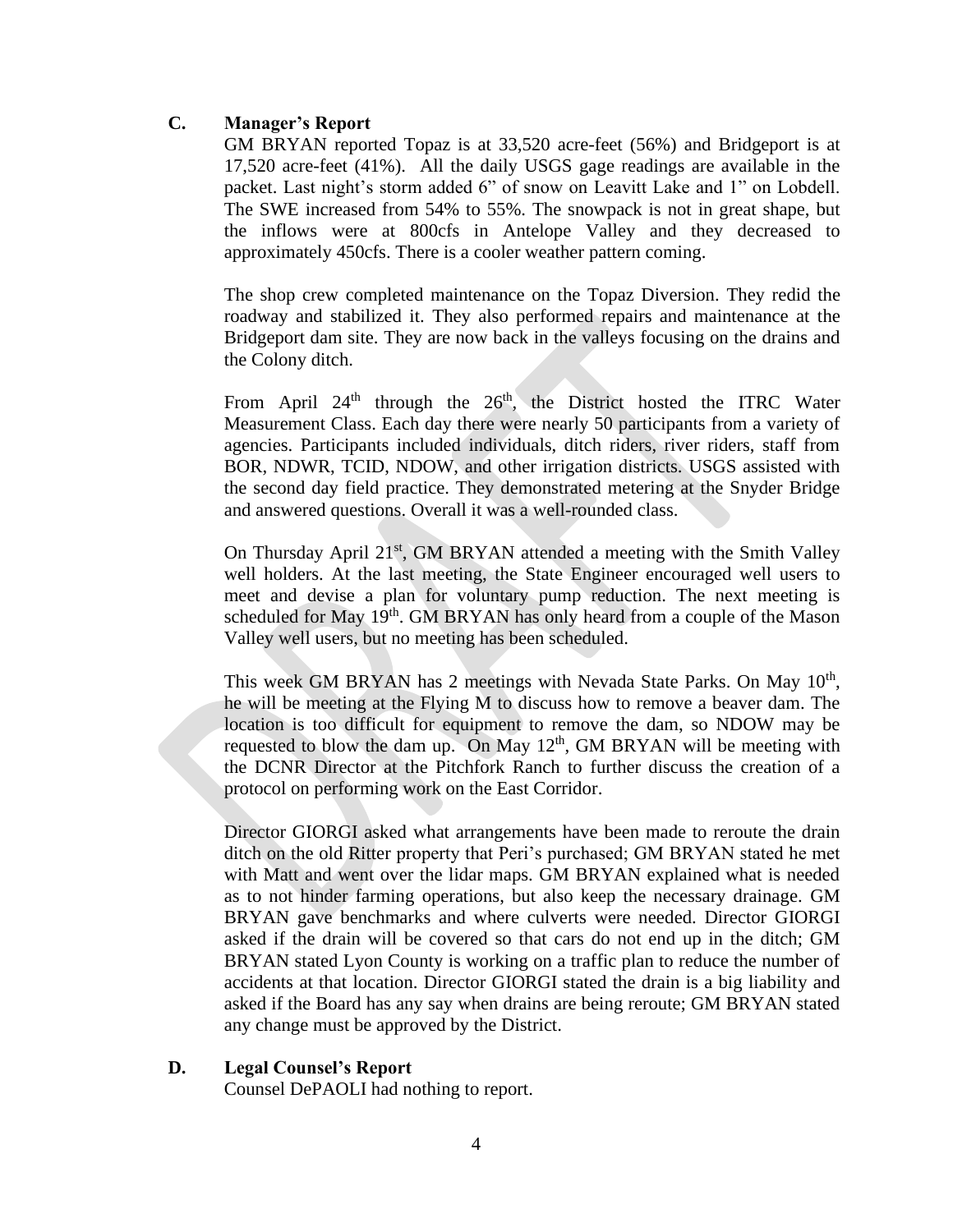### C. Manager's Report

GM BRYAN reported Topaz is at 33,520 acre-feet (56%) and Bridgeport is at 17,520 acre-feet (41%). All the daily USGS gage readings are available in the packet. Last night's storm added 6" of snow on Leavitt Lake and 1" on Lobdell. The SWE increased from 54% to 55%. The snowpack is not in great shape, but the inflows were at 800cfs in Antelope Valley and they decreased to approximately 450cfs. There is a cooler weather pattern coming.

The shop crew completed maintenance on the Topaz Diversion. They redid the roadway and stabilized it. They also performed repairs and maintenance at the Bridgeport dam site. They are now back in the valleys focusing on the drains and the Colony ditch.

From April 24th through the 26th, the District hosted the ITRC Water Measurement Class. Each day there were nearly 50 participants from a variety of agencies. Participants included individuals, ditch riders, river riders, staff from BOR, NDWR, TCID, NDOW, and other irrigation districts. USGS assisted with the second day field practice. They demonstrated metering at the Snyder Bridge and answered questions. Overall it was a well-rounded class.

On Thursday April 21st, GM BRYAN attended a meeting with the Smith Valley well holders. At the last meeting, the State Engineer encouraged well users to meet and devise a plan for voluntary pump reduction. The next meeting is scheduled for May 19th. GM BRYAN has only heard from a couple of the Mason Valley well users, but no meeting has been scheduled.

This week GM BRYAN has 2 meetings with Nevada State Parks. On May 10th, he will be meeting at the Flying M to discuss how to remove a beaver dam. The location is too difficult for equipment to remove the dam, so NDOW may be requested to blow the dam up. On May 12th, GM BRYAN will be meeting with the DCNR Director at the Pitchfork Ranch to further discuss the creation of a protocol on performing work on the East Corridor.

Director GIORGI asked what arrangements have been made to reroute the drain ditch on the old Ritter property that Peri's purchased; GM BRYAN stated he met with Matt and went over the lidar maps. GM BRYAN explained what is needed as to not hinder farming operations, but also keep the necessary drainage. GM BRYAN gave benchmarks and where culverts were needed. Director GIORGI asked if the drain will be covered so that cars do not end up in the ditch; GM BRYAN stated Lyon County is working on a traffic plan to reduce the number of accidents at that location. Director GIORGI stated the drain is a big liability and asked if the Board has any say when drains are being reroute; GM BRYAN stated any change must be approved by the District.

### D. Legal Counsel's Report

Counsel DePAOLI had nothing to report.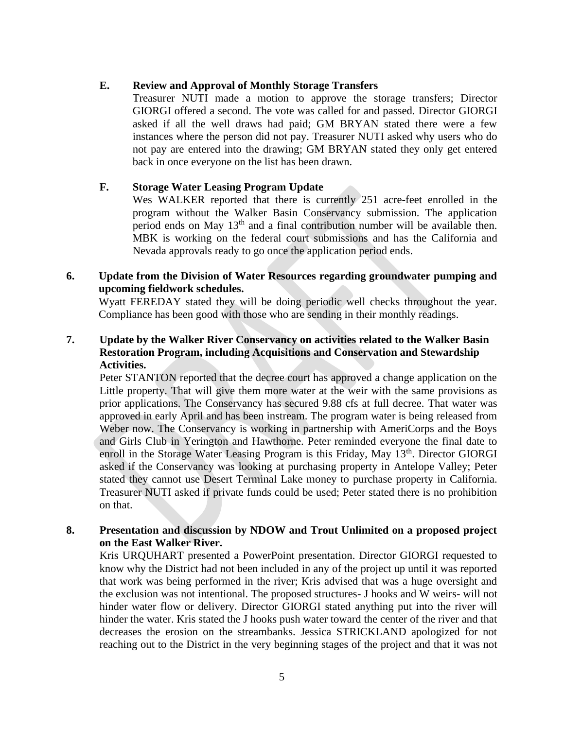**E. Review and Approval of Monthly Storage Transfers**

Treasurer NUTI made a motion to approve the storage transfers; Director GIORGI offered a second. The vote was called for and passed. Director GIORGI asked if all the well draws had paid; GM BRYAN stated there were a few instances where the person did not pay. Treasurer NUTI asked why users who do not pay are entered into the drawing; GM BRYAN stated they only get entered back in once everyone on the list has been drawn.

**F. Storage Water Leasing Program Update**

Wes WALKER reported that there is currently 251 acre-feet enrolled in the program without the Walker Basin Conservancy submission. The application period ends on May 13th and a final contribution number will be available then. MBK is working on the federal court submissions and has the California and Nevada approvals ready to go once the application period ends.

**6. Update from the Division of Water Resources regarding groundwater pumping and upcoming fieldwork schedules.**

Wyatt FEREDAY stated they will be doing periodic well checks throughout the year. Compliance has been good with those who are sending in their monthly readings.

**7. Update by the Walker River Conservancy on activities related to the Walker Basin Restoration Program, including Acquisitions and Conservation and Stewardship Activities.**

Peter STANTON reported that the decree court has approved a change application on the Little property. That will give them more water at the weir with the same provisions as prior applications. The Conservancy has secured 9.88 cfs at full decree. That water was approved in early April and has been instream. The program water is being released from Weber now. The Conservancy is working in partnership with AmeriCorps and the Boys and Girls Club in Yerington and Hawthorne. Peter reminded everyone the final date to enroll in the Storage Water Leasing Program is this Friday, May 13th. Director GIORGI asked if the Conservancy was looking at purchasing property in Antelope Valley; Peter stated they cannot use Desert Terminal Lake money to purchase property in California. Treasurer NUTI asked if private funds could be used; Peter stated there is no prohibition on that.

**8. Presentation and discussion by NDOW and Trout Unlimited on a proposed project on the East Walker River.**

Kris URQUHART presented a PowerPoint presentation. Director GIORGI requested to know why the District had not been included in any of the project up until it was reported that work was being performed in the river; Kris advised that was a huge oversight and the exclusion was not intentional. The proposed structures- J hooks and W weirs- will not hinder water flow or delivery. Director GIORGI stated anything put into the river will hinder the water. Kris stated the J hooks push water toward the center of the river and that decreases the erosion on the streambanks. Jessica STRICKLAND apologized for not reaching out to the District in the very beginning stages of the project and that it was not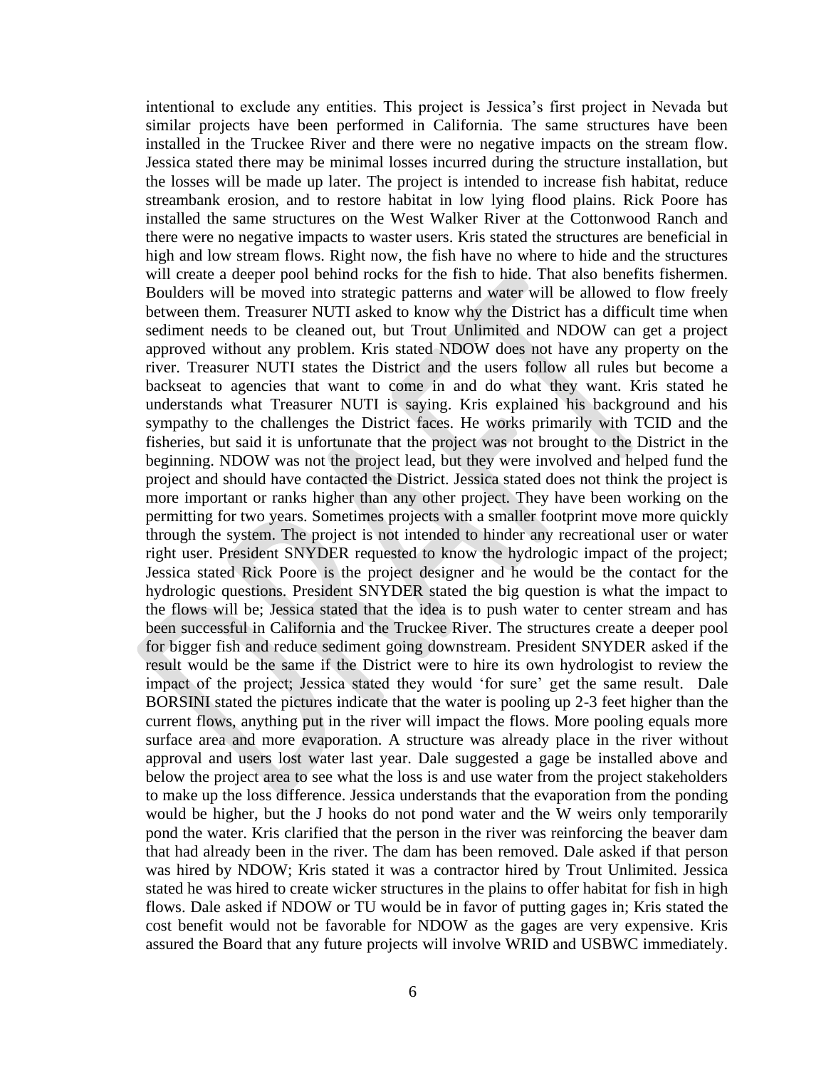intentional to exclude any entities. This project is Jessica's first project in Nevada but similar projects have been performed in California. The same structures have been installed in the Truckee River and there were no negative impacts on the stream flow. Jessica stated there may be minimal losses incurred during the structure installation, but the losses will be made up later. The project is intended to increase fish habitat, reduce streambank erosion, and to restore habitat in low lying flood plains. Rick Poore has installed the same structures on the West Walker River at the Cottonwood Ranch and there were no negative impacts to waster users. Kris stated the structures are beneficial in high and low stream flows. Right now, the fish have no where to hide and the structures will create a deeper pool behind rocks for the fish to hide. That also benefits fishermen. Boulders will be moved into strategic patterns and water will be allowed to flow freely between them. Treasurer NUTI asked to know why the District has a difficult time when sediment needs to be cleaned out, but Trout Unlimited and NDOW can get a project approved without any problem. Kris stated NDOW does not have any property on the river. Treasurer NUTI states the District and the users follow all rules but become a backseat to agencies that want to come in and do what they want. Kris stated he understands what Treasurer NUTI is saying. Kris explained his background and his sympathy to the challenges the District faces. He works primarily with TCID and the fisheries, but said it is unfortunate that the project was not brought to the District in the beginning. NDOW was not the project lead, but they were involved and helped fund the project and should have contacted the District. Jessica stated does not think the project is more important or ranks higher than any other project. They have been working on the permitting for two years. Sometimes projects with a smaller footprint move more quickly through the system. The project is not intended to hinder any recreational user or water right user. President SNYDER requested to know the hydrologic impact of the project; Jessica stated Rick Poore is the project designer and he would be the contact for the hydrologic questions. President SNYDER stated the big question is what the impact to the flows will be; Jessica stated that the idea is to push water to center stream and has been successful in California and the Truckee River. The structures create a deeper pool for bigger fish and reduce sediment going downstream. President SNYDER asked if the result would be the same if the District were to hire its own hydrologist to review the impact of the project; Jessica stated they would 'for sure' get the same result. Dale BORSINI stated the pictures indicate that the water is pooling up 2-3 feet higher than the current flows, anything put in the river will impact the flows. More pooling equals more surface area and more evaporation. A structure was already place in the river without approval and users lost water last year. Dale suggested a gage be installed above and below the project area to see what the loss is and use water from the project stakeholders to make up the loss difference. Jessica understands that the evaporation from the ponding would be higher, but the J hooks do not pond water and the W weirs only temporarily pond the water. Kris clarified that the person in the river was reinforcing the beaver dam that had already been in the river. The dam has been removed. Dale asked if that person was hired by NDOW; Kris stated it was a contractor hired by Trout Unlimited. Jessica stated he was hired to create wicker structures in the plains to offer habitat for fish in high flows. Dale asked if NDOW or TU would be in favor of putting gages in; Kris stated the cost benefit would not be favorable for NDOW as the gages are very expensive. Kris assured the Board that any future projects will involve WRID and USBWC immediately.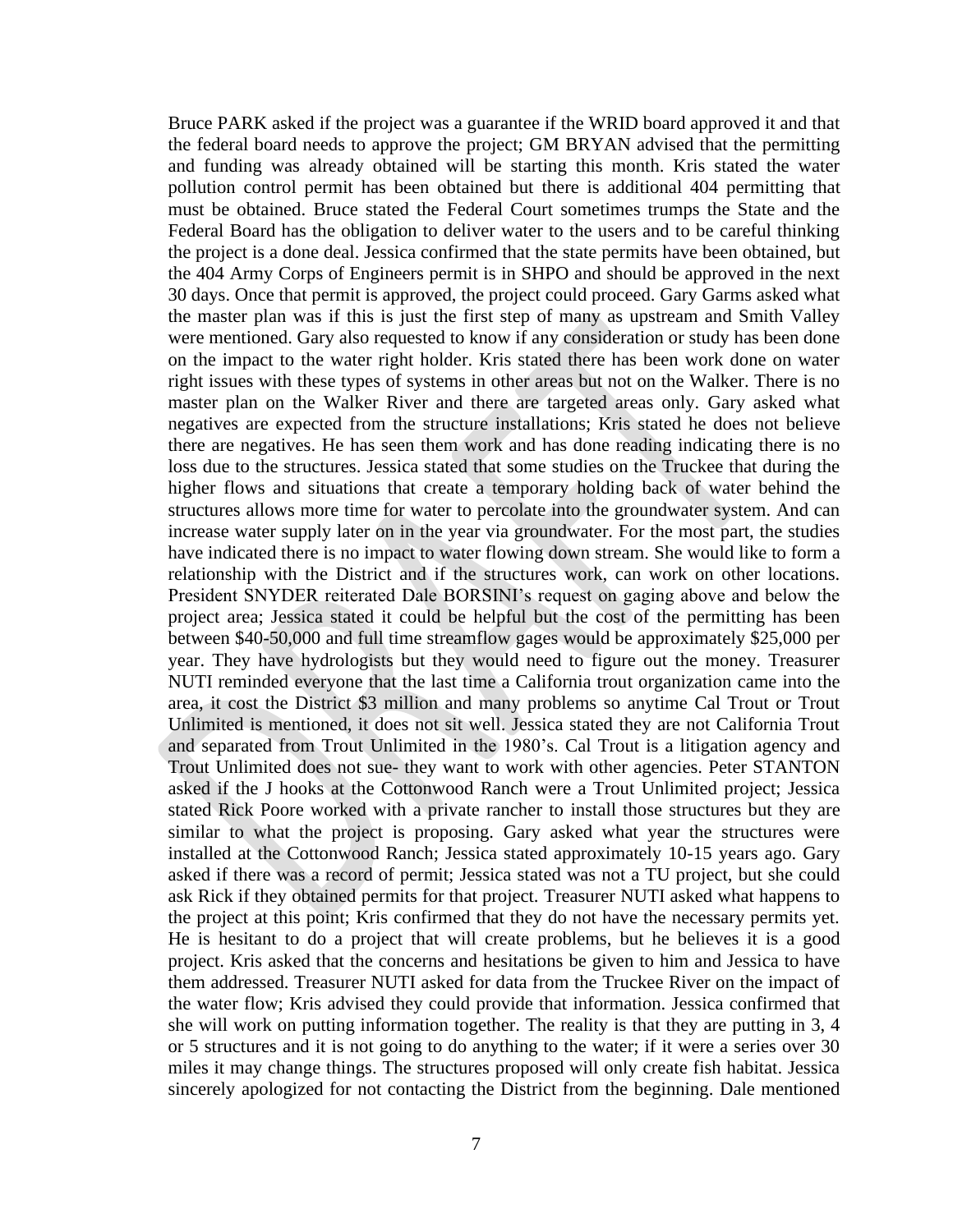Bruce PARK asked if the project was a guarantee if the WRID board approved it and that the federal board needs to approve the project; GM BRYAN advised that the permitting and funding was already obtained will be starting this month. Kris stated the water pollution control permit has been obtained but there is additional 404 permitting that must be obtained. Bruce stated the Federal Court sometimes trumps the State and the Federal Board has the obligation to deliver water to the users and to be careful thinking the project is a done deal. Jessica confirmed that the state permits have been obtained, but the 404 Army Corps of Engineers permit is in SHPO and should be approved in the next 30 days. Once that permit is approved, the project could proceed. Gary Garms asked what the master plan was if this is just the first step of many as upstream and Smith Valley were mentioned. Gary also requested to know if any consideration or study has been done on the impact to the water right holder. Kris stated there has been work done on water right issues with these types of systems in other areas but not on the Walker. There is no master plan on the Walker River and there are targeted areas only. Gary asked what negatives are expected from the structure installations; Kris stated he does not believe there are negatives. He has seen them work and has done reading indicating there is no loss due to the structures. Jessica stated that some studies on the Truckee that during the higher flows and situations that create a temporary holding back of water behind the structures allows more time for water to percolate into the groundwater system. And can increase water supply later on in the year via groundwater. For the most part, the studies have indicated there is no impact to water flowing down stream. She would like to form a relationship with the District and if the structures work, can work on other locations. President SNYDER reiterated Dale BORSINI's request on gaging above and below the project area; Jessica stated it could be helpful but the cost of the permitting has been between $40-50,000 and full time streamflow gages would be approximately $25,000 per year. They have hydrologists but they would need to figure out the money. Treasurer NUTI reminded everyone that the last time a California trout organization came into the area, it cost the District $3 million and many problems so anytime Cal Trout or Trout Unlimited is mentioned, it does not sit well. Jessica stated they are not California Trout and separated from Trout Unlimited in the 1980's. Cal Trout is a litigation agency and Trout Unlimited does not sue- they want to work with other agencies. Peter STANTON asked if the J hooks at the Cottonwood Ranch were a Trout Unlimited project; Jessica stated Rick Poore worked with a private rancher to install those structures but they are similar to what the project is proposing. Gary asked what year the structures were installed at the Cottonwood Ranch; Jessica stated approximately 10-15 years ago. Gary asked if there was a record of permit; Jessica stated was not a TU project, but she could ask Rick if they obtained permits for that project. Treasurer NUTI asked what happens to the project at this point; Kris confirmed that they do not have the necessary permits yet. He is hesitant to do a project that will create problems, but he believes it is a good project. Kris asked that the concerns and hesitations be given to him and Jessica to have them addressed. Treasurer NUTI asked for data from the Truckee River on the impact of the water flow; Kris advised they could provide that information. Jessica confirmed that she will work on putting information together. The reality is that they are putting in 3, 4 or 5 structures and it is not going to do anything to the water; if it were a series over 30 miles it may change things. The structures proposed will only create fish habitat. Jessica sincerely apologized for not contacting the District from the beginning. Dale mentioned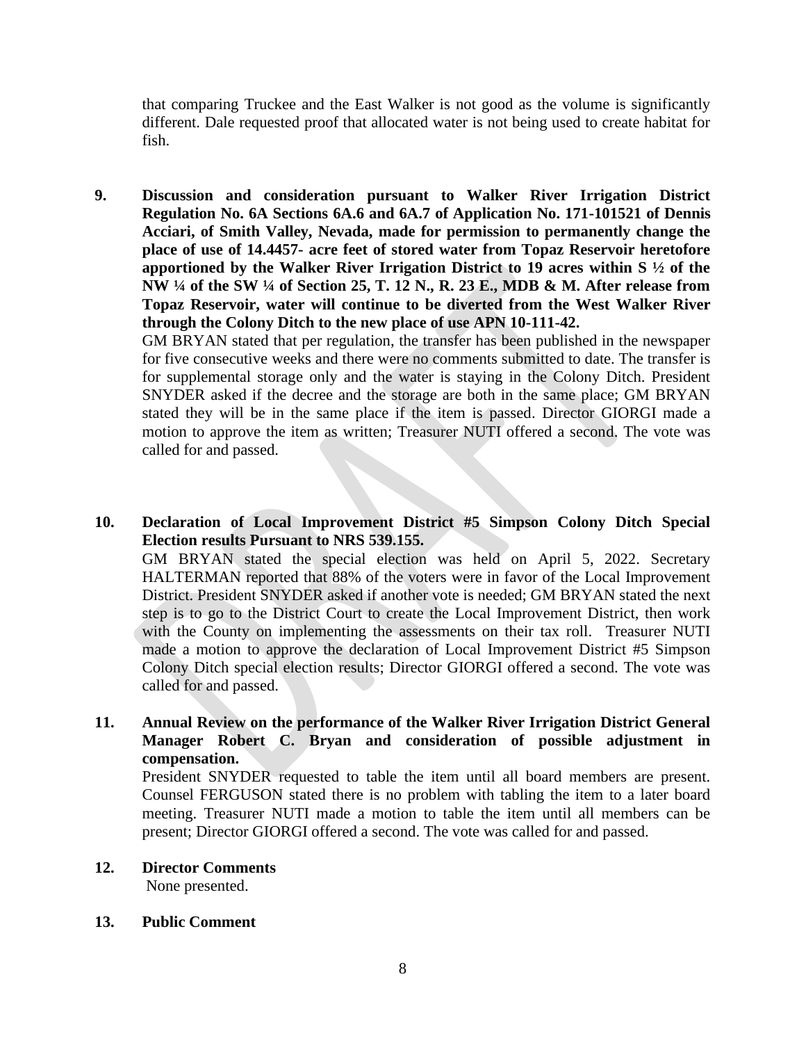that comparing Truckee and the East Walker is not good as the volume is significantly different. Dale requested proof that allocated water is not being used to create habitat for fish.

**9. Discussion and consideration pursuant to Walker River Irrigation District Regulation No. 6A Sections 6A.6 and 6A.7 of Application No. 171-101521 of Dennis Acciari, of Smith Valley, Nevada, made for permission to permanently change the place of use of 14.4457- acre feet of stored water from Topaz Reservoir heretofore apportioned by the Walker River Irrigation District to 19 acres within S ½ of the NW ¼ of the SW ¼ of Section 25, T. 12 N., R. 23 E., MDB & M. After release from Topaz Reservoir, water will continue to be diverted from the West Walker River through the Colony Ditch to the new place of use APN 10-111-42.**

GM BRYAN stated that per regulation, the transfer has been published in the newspaper for five consecutive weeks and there were no comments submitted to date. The transfer is for supplemental storage only and the water is staying in the Colony Ditch. President SNYDER asked if the decree and the storage are both in the same place; GM BRYAN stated they will be in the same place if the item is passed. Director GIORGI made a motion to approve the item as written; Treasurer NUTI offered a second. The vote was called for and passed.

**10. Declaration of Local Improvement District #5 Simpson Colony Ditch Special Election results Pursuant to NRS 539.155.**

GM BRYAN stated the special election was held on April 5, 2022. Secretary HALTERMAN reported that 88% of the voters were in favor of the Local Improvement District. President SNYDER asked if another vote is needed; GM BRYAN stated the next step is to go to the District Court to create the Local Improvement District, then work with the County on implementing the assessments on their tax roll. Treasurer NUTI made a motion to approve the declaration of Local Improvement District #5 Simpson Colony Ditch special election results; Director GIORGI offered a second. The vote was called for and passed.

**11. Annual Review on the performance of the Walker River Irrigation District General Manager Robert C. Bryan and consideration of possible adjustment in compensation.**

President SNYDER requested to table the item until all board members are present. Counsel FERGUSON stated there is no problem with tabling the item to a later board meeting. Treasurer NUTI made a motion to table the item until all members can be present; Director GIORGI offered a second. The vote was called for and passed.

**12. Director Comments**

None presented.

**13. Public Comment**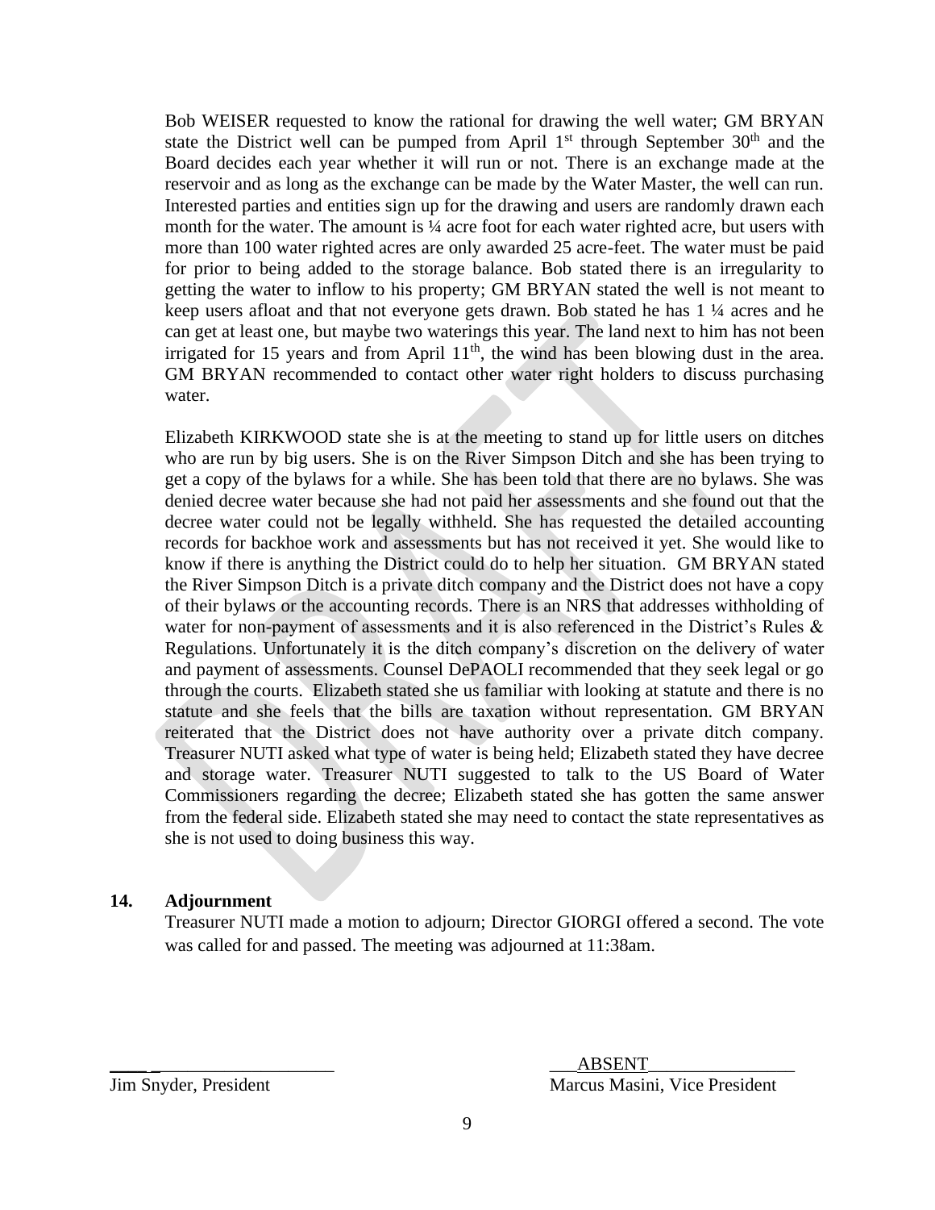Bob WEISER requested to know the rational for drawing the well water; GM BRYAN state the District well can be pumped from April 1st through September 30th and the Board decides each year whether it will run or not. There is an exchange made at the reservoir and as long as the exchange can be made by the Water Master, the well can run. Interested parties and entities sign up for the drawing and users are randomly drawn each month for the water. The amount is ¼ acre foot for each water righted acre, but users with more than 100 water righted acres are only awarded 25 acre-feet. The water must be paid for prior to being added to the storage balance. Bob stated there is an irregularity to getting the water to inflow to his property; GM BRYAN stated the well is not meant to keep users afloat and that not everyone gets drawn. Bob stated he has 1 ¼ acres and he can get at least one, but maybe two waterings this year. The land next to him has not been irrigated for 15 years and from April 11th, the wind has been blowing dust in the area. GM BRYAN recommended to contact other water right holders to discuss purchasing water.

Elizabeth KIRKWOOD state she is at the meeting to stand up for little users on ditches who are run by big users. She is on the River Simpson Ditch and she has been trying to get a copy of the bylaws for a while. She has been told that there are no bylaws. She was denied decree water because she had not paid her assessments and she found out that the decree water could not be legally withheld. She has requested the detailed accounting records for backhoe work and assessments but has not received it yet. She would like to know if there is anything the District could do to help her situation. GM BRYAN stated the River Simpson Ditch is a private ditch company and the District does not have a copy of their bylaws or the accounting records. There is an NRS that addresses withholding of water for non-payment of assessments and it is also referenced in the District's Rules & Regulations. Unfortunately it is the ditch company's discretion on the delivery of water and payment of assessments. Counsel DePAOLI recommended that they seek legal or go through the courts. Elizabeth stated she us familiar with looking at statute and there is no statute and she feels that the bills are taxation without representation. GM BRYAN reiterated that the District does not have authority over a private ditch company. Treasurer NUTI asked what type of water is being held; Elizabeth stated they have decree and storage water. Treasurer NUTI suggested to talk to the US Board of Water Commissioners regarding the decree; Elizabeth stated she has gotten the same answer from the federal side. Elizabeth stated she may need to contact the state representatives as she is not used to doing business this way.

**14. Adjournment**

Treasurer NUTI made a motion to adjourn; Director GIORGI offered a second. The vote was called for and passed. The meeting was adjourned at 11:38am.

____________________ ___ABSENT________________

Jim Snyder, President Marcus Masini, Vice President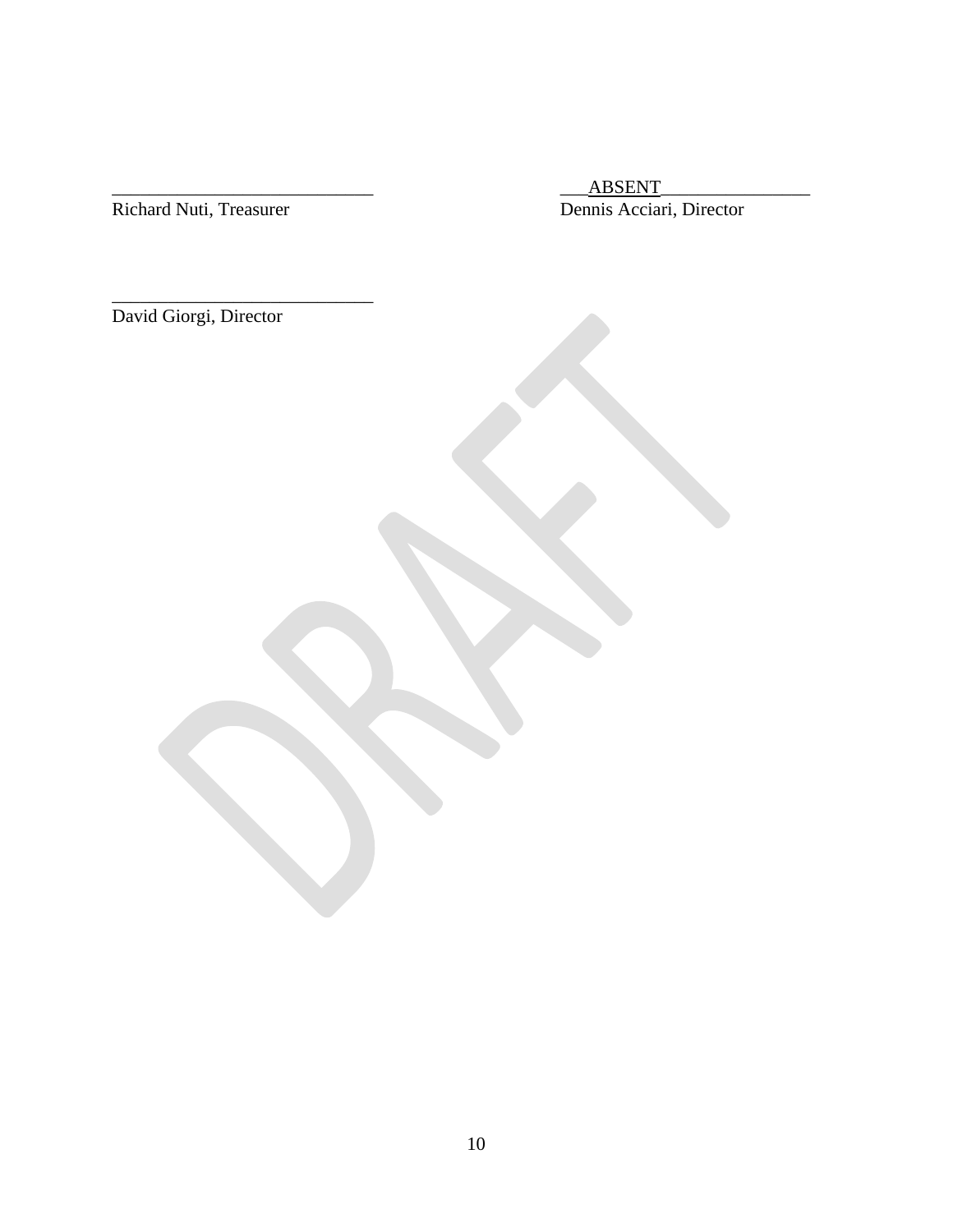| | |
|---|---|
| ____________________________ | ___ABSENT________________ |
| Richard Nuti, Treasurer | Dennis Acciari, Director |
| ____________________________ | |
| David Giorgi, Director | |

DRAFT